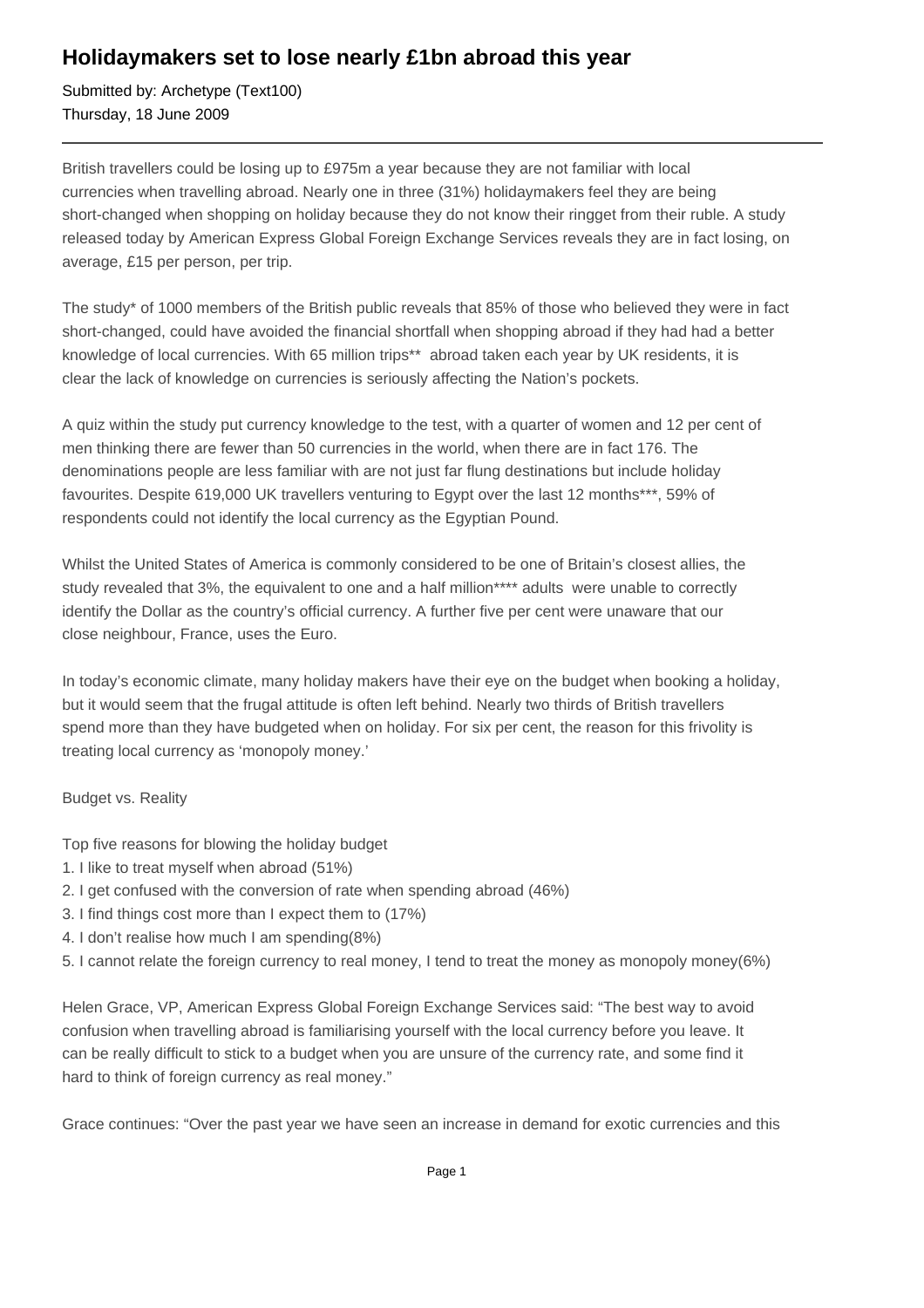# Holidaymakers set to lose nearly £1bn abroad this year

Submitted by: Archetype (Text100)
Thursday, 18 June 2009

---

British travellers could be losing up to £975m a year because they are not familiar with local currencies when travelling abroad. Nearly one in three (31%) holidaymakers feel they are being short-changed when shopping on holiday because they do not know their ringget from their ruble. A study released today by American Express Global Foreign Exchange Services reveals they are in fact losing, on average, £15 per person, per trip.

The study* of 1000 members of the British public reveals that 85% of those who believed they were in fact short-changed, could have avoided the financial shortfall when shopping abroad if they had had a better knowledge of local currencies. With 65 million trips** abroad taken each year by UK residents, it is clear the lack of knowledge on currencies is seriously affecting the Nation's pockets.

A quiz within the study put currency knowledge to the test, with a quarter of women and 12 per cent of men thinking there are fewer than 50 currencies in the world, when there are in fact 176. The denominations people are less familiar with are not just far flung destinations but include holiday favourites. Despite 619,000 UK travellers venturing to Egypt over the last 12 months***, 59% of respondents could not identify the local currency as the Egyptian Pound.

Whilst the United States of America is commonly considered to be one of Britain's closest allies, the study revealed that 3%, the equivalent to one and a half million**** adults were unable to correctly identify the Dollar as the country's official currency. A further five per cent were unaware that our close neighbour, France, uses the Euro.

In today's economic climate, many holiday makers have their eye on the budget when booking a holiday, but it would seem that the frugal attitude is often left behind. Nearly two thirds of British travellers spend more than they have budgeted when on holiday. For six per cent, the reason for this frivolity is treating local currency as 'monopoly money.'

Budget vs. Reality

Top five reasons for blowing the holiday budget

1. I like to treat myself when abroad (51%)
2. I get confused with the conversion of rate when spending abroad (46%)
3. I find things cost more than I expect them to (17%)
4. I don't realise how much I am spending(8%)
5. I cannot relate the foreign currency to real money, I tend to treat the money as monopoly money(6%)

Helen Grace, VP, American Express Global Foreign Exchange Services said: "The best way to avoid confusion when travelling abroad is familiarising yourself with the local currency before you leave. It can be really difficult to stick to a budget when you are unsure of the currency rate, and some find it hard to think of foreign currency as real money."

Grace continues: "Over the past year we have seen an increase in demand for exotic currencies and this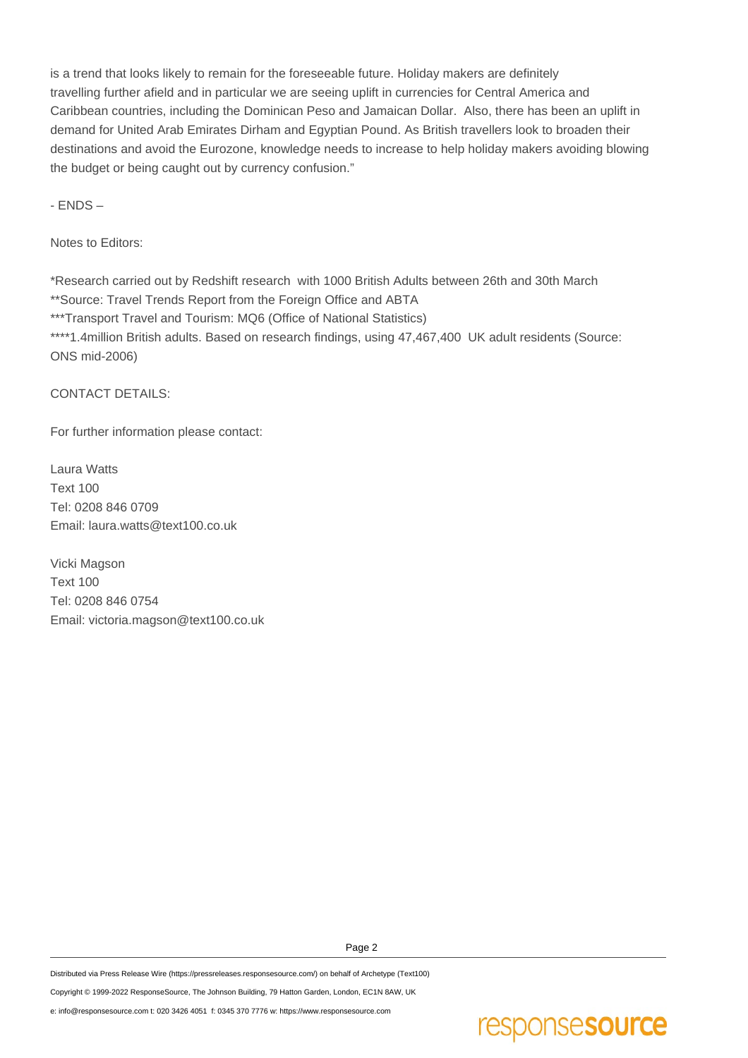is a trend that looks likely to remain for the foreseeable future. Holiday makers are definitely travelling further afield and in particular we are seeing uplift in currencies for Central America and Caribbean countries, including the Dominican Peso and Jamaican Dollar.  Also, there has been an uplift in demand for United Arab Emirates Dirham and Egyptian Pound. As British travellers look to broaden their destinations and avoid the Eurozone, knowledge needs to increase to help holiday makers avoiding blowing the budget or being caught out by currency confusion."

- ENDS –

Notes to Editors:

*Research carried out by Redshift research  with 1000 British Adults between 26th and 30th March
**Source: Travel Trends Report from the Foreign Office and ABTA
***Transport Travel and Tourism: MQ6 (Office of National Statistics)
****1.4million British adults. Based on research findings, using 47,467,400  UK adult residents (Source: ONS mid-2006)

CONTACT DETAILS:

For further information please contact:

Laura Watts
Text 100
Tel: 0208 846 0709
Email: laura.watts@text100.co.uk

Vicki Magson
Text 100
Tel: 0208 846 0754
Email: victoria.magson@text100.co.uk

Distributed via Press Release Wire (https://pressreleases.responsesource.com/) on behalf of Archetype (Text100)

Copyright © 1999-2022 ResponseSource, The Johnson Building, 79 Hatton Garden, London, EC1N 8AW, UK

e: info@responsesource.com t: 020 3426 4051  f: 0345 370 7776 w: https://www.responsesource.com